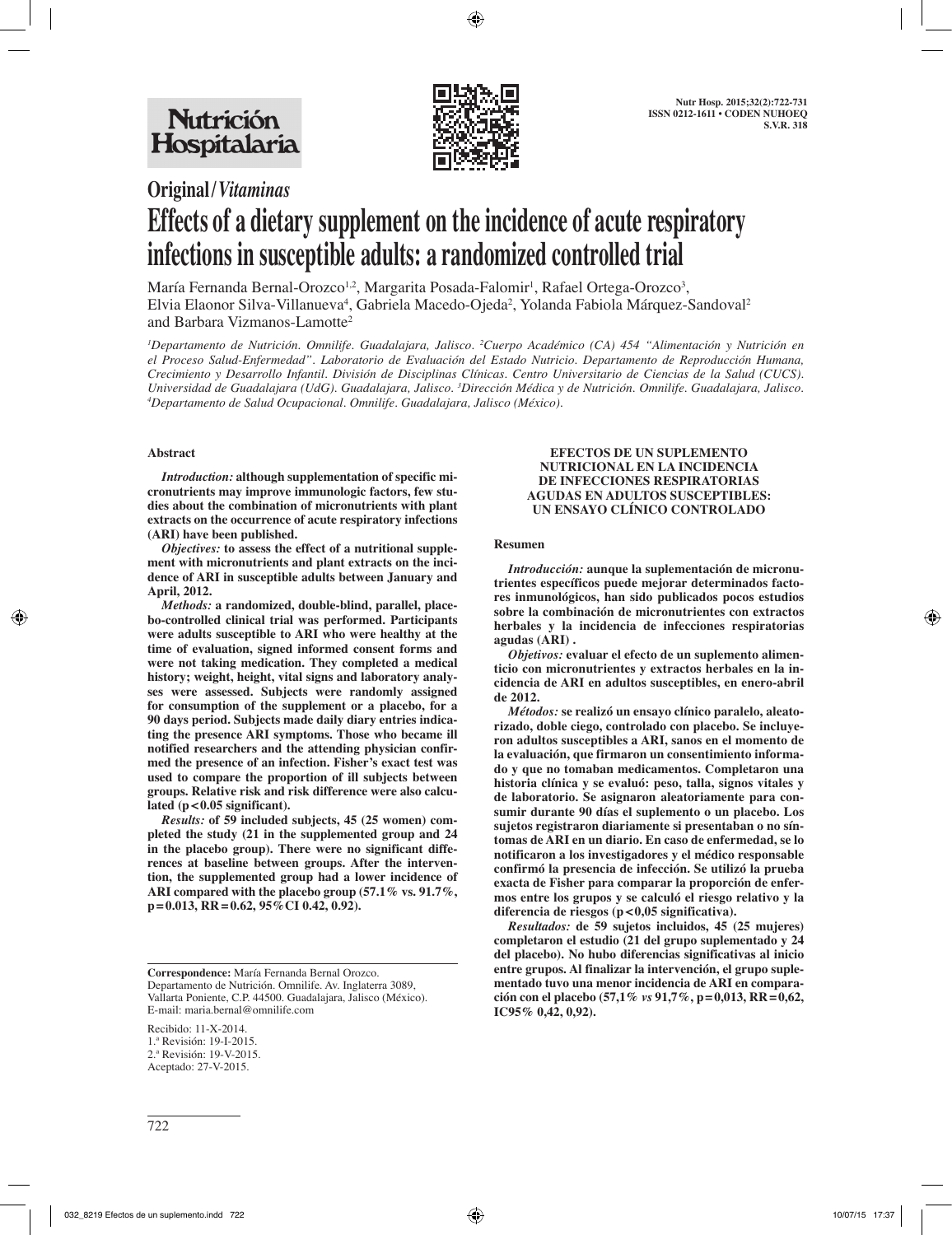Original / *Vitaminas*

# Effects of a dietary supplement on the incidence of acute respiratory infections in susceptible adults: a randomized controlled trial

María Fernanda Bernal-Orozco[1,2], Margarita Posada-Falomir[1], Rafael Ortega-Orozco[3], Elvia Elaonor Silva-Villanueva[4], Gabriela Macedo-Ojeda[2], Yolanda Fabiola Márquez-Sandoval[2] and Barbara Vizmanos-Lamotte[2]

*[1]Departamento de Nutrición. Omnilife. Guadalajara, Jalisco. [2]Cuerpo Académico (CA) 454 "Alimentación y Nutrición en el Proceso Salud-Enfermedad". Laboratorio de Evaluación del Estado Nutricio. Departamento de Reproducción Humana, Crecimiento y Desarrollo Infantil. División de Disciplinas Clínicas. Centro Universitario de Ciencias de la Salud (CUCS). Universidad de Guadalajara (UdG). Guadalajara, Jalisco. [3]Dirección Médica y de Nutrición. Omnilife. Guadalajara, Jalisco. [4]Departamento de Salud Ocupacional. Omnilife. Guadalajara, Jalisco (México).*

## Abstract

***Introduction:*** **although supplementation of specific micronutrients may improve immunologic factors, few studies about the combination of micronutrients with plant extracts on the occurrence of acute respiratory infections (ARI) have been published.**

***Objectives:*** **to assess the effect of a nutritional supplement with micronutrients and plant extracts on the incidence of ARI in susceptible adults between January and April, 2012.**

***Methods:*** **a randomized, double-blind, parallel, placebo-controlled clinical trial was performed. Participants were adults susceptible to ARI who were healthy at the time of evaluation, signed informed consent forms and were not taking medication. They completed a medical history; weight, height, vital signs and laboratory analyses were assessed. Subjects were randomly assigned for consumption of the supplement or a placebo, for a 90 days period. Subjects made daily diary entries indicating the presence ARI symptoms. Those who became ill notified researchers and the attending physician confirmed the presence of an infection. Fisher's exact test was used to compare the proportion of ill subjects between groups. Relative risk and risk difference were also calculated ($p<0.05$ significant).**

***Results:*** **of 59 included subjects, 45 (25 women) completed the study (21 in the supplemented group and 24 in the placebo group). There were no significant differences at baseline between groups. After the intervention, the supplemented group had a lower incidence of ARI compared with the placebo group (57.1% vs. 91.7%, $p=0.013$, RR = 0.62, 95%CI 0.42, 0.92).**

**Correspondence:** María Fernanda Bernal Orozco.
Departamento de Nutrición. Omnilife. Av. Inglaterra 3089, Vallarta Poniente, C.P. 44500. Guadalajara, Jalisco (México).
E-mail: maria.bernal@omnilife.com

Recibido: 11-X-2014.
1.ª Revisión: 19-I-2015.
2.ª Revisión: 19-V-2015.
Aceptado: 27-V-2015.

## EFECTOS DE UN SUPLEMENTO NUTRICIONAL EN LA INCIDENCIA DE INFECCIONES RESPIRATORIAS AGUDAS EN ADULTOS SUSCEPTIBLES: UN ENSAYO CLÍNICO CONTROLADO

### Resumen

***Introducción:*** **aunque la suplementación de micronutrientes específicos puede mejorar determinados factores inmunológicos, han sido publicados pocos estudios sobre la combinación de micronutrientes con extractos herbales y la incidencia de infecciones respiratorias agudas (ARI) .**

***Objetivos:*** **evaluar el efecto de un suplemento alimenticio con micronutrientes y extractos herbales en la incidencia de ARI en adultos susceptibles, en enero-abril de 2012.**

***Métodos:*** **se realizó un ensayo clínico paralelo, aleatorizado, doble ciego, controlado con placebo. Se incluyeron adultos susceptibles a ARI, sanos en el momento de la evaluación, que firmaron un consentimiento informado y que no tomaban medicamentos. Completaron una historia clínica y se evaluó: peso, talla, signos vitales y de laboratorio. Se asignaron aleatoriamente para consumir durante 90 días el suplemento o un placebo. Los sujetos registraron diariamente si presentaban o no síntomas de ARI en un diario. En caso de enfermedad, se lo notificaron a los investigadores y el médico responsable confirmó la presencia de infección. Se utilizó la prueba exacta de Fisher para comparar la proporción de enfermos entre los grupos y se calculó el riesgo relativo y la diferencia de riesgos ($p<0,05$ significativa).**

***Resultados:*** **de 59 sujetos incluidos, 45 (25 mujeres) completaron el estudio (21 del grupo suplementado y 24 del placebo). No hubo diferencias significativas al inicio entre grupos. Al finalizar la intervención, el grupo suplementado tuvo una menor incidencia de ARI en comparación con el placebo (57,1% *vs* 91,7%, $p=0,013$, RR = 0,62, IC95% 0,42, 0,92).**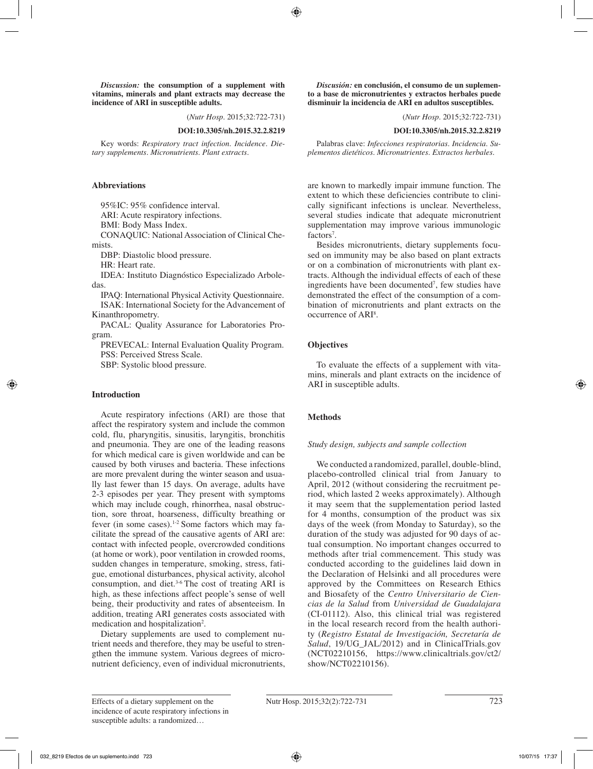***Discussion:*** **the consumption of a supplement with vitamins, minerals and plant extracts may decrease the incidence of ARI in susceptible adults.**

(*Nutr Hosp*. 2015;32:722-731)

**DOI:10.3305/nh.2015.32.2.8219**

Key words: *Respiratory tract infection. Incidence. Dietary supplements. Micronutrients. Plant extracts.*

***Discusión:*** **en conclusión, el consumo de un suplemento a base de micronutrientes y extractos herbales puede disminuir la incidencia de ARI en adultos susceptibles.**

(*Nutr Hosp*. 2015;32:722-731)

**DOI:10.3305/nh.2015.32.2.8219**

Palabras clave: *Infecciones respiratorias. Incidencia. Suplementos dietéticos. Micronutrientes. Extractos herbales.*

## Abbreviations

95%IC: 95% confidence interval.

ARI: Acute respiratory infections.

BMI: Body Mass Index.

CONAQUIC: National Association of Clinical Chemists.

DBP: Diastolic blood pressure.

HR: Heart rate.

IDEA: Instituto Diagnóstico Especializado Arboledas.

IPAQ: International Physical Activity Questionnaire.

ISAK: International Society for the Advancement of Kinanthropometry.

PACAL: Quality Assurance for Laboratories Program.

PREVECAL: Internal Evaluation Quality Program.

PSS: Perceived Stress Scale.

SBP: Systolic blood pressure.

## Introduction

Acute respiratory infections (ARI) are those that affect the respiratory system and include the common cold, flu, pharyngitis, sinusitis, laryngitis, bronchitis and pneumonia. They are one of the leading reasons for which medical care is given worldwide and can be caused by both viruses and bacteria. These infections are more prevalent during the winter season and usually last fewer than 15 days. On average, adults have 2-3 episodes per year. They present with symptoms which may include cough, rhinorrhea, nasal obstruction, sore throat, hoarseness, difficulty breathing or fever (in some cases).[1-2] Some factors which may facilitate the spread of the causative agents of ARI are: contact with infected people, overcrowded conditions (at home or work), poor ventilation in crowded rooms, sudden changes in temperature, smoking, stress, fatigue, emotional disturbances, physical activity, alcohol consumption, and diet.[3-6] The cost of treating ARI is high, as these infections affect people's sense of well being, their productivity and rates of absenteeism. In addition, treating ARI generates costs associated with medication and hospitalization[2].

Dietary supplements are used to complement nutrient needs and therefore, they may be useful to strengthen the immune system. Various degrees of micronutrient deficiency, even of individual micronutrients, are known to markedly impair immune function. The extent to which these deficiencies contribute to clinically significant infections is unclear. Nevertheless, several studies indicate that adequate micronutrient supplementation may improve various immunologic factors[7].

Besides micronutrients, dietary supplements focused on immunity may be also based on plant extracts or on a combination of micronutrients with plant extracts. Although the individual effects of each of these ingredients have been documented[7], few studies have demonstrated the effect of the consumption of a combination of micronutrients and plant extracts on the occurrence of ARI[8].

## Objectives

To evaluate the effects of a supplement with vitamins, minerals and plant extracts on the incidence of ARI in susceptible adults.

## Methods

### *Study design, subjects and sample collection*

We conducted a randomized, parallel, double-blind, placebo-controlled clinical trial from January to April, 2012 (without considering the recruitment period, which lasted 2 weeks approximately). Although it may seem that the supplementation period lasted for 4 months, consumption of the product was six days of the week (from Monday to Saturday), so the duration of the study was adjusted for 90 days of actual consumption. No important changes occurred to methods after trial commencement. This study was conducted according to the guidelines laid down in the Declaration of Helsinki and all procedures were approved by the Committees on Research Ethics and Biosafety of the *Centro Universitario de Ciencias de la Salud* from *Universidad de Guadalajara* (CI-01112). Also, this clinical trial was registered in the local research record from the health authority (*Registro Estatal de Investigación, Secretaría de Salud*, 19/UG_JAL/2012) and in ClinicalTrials.gov (NCT02210156, https://www.clinicaltrials.gov/ct2/show/NCT02210156).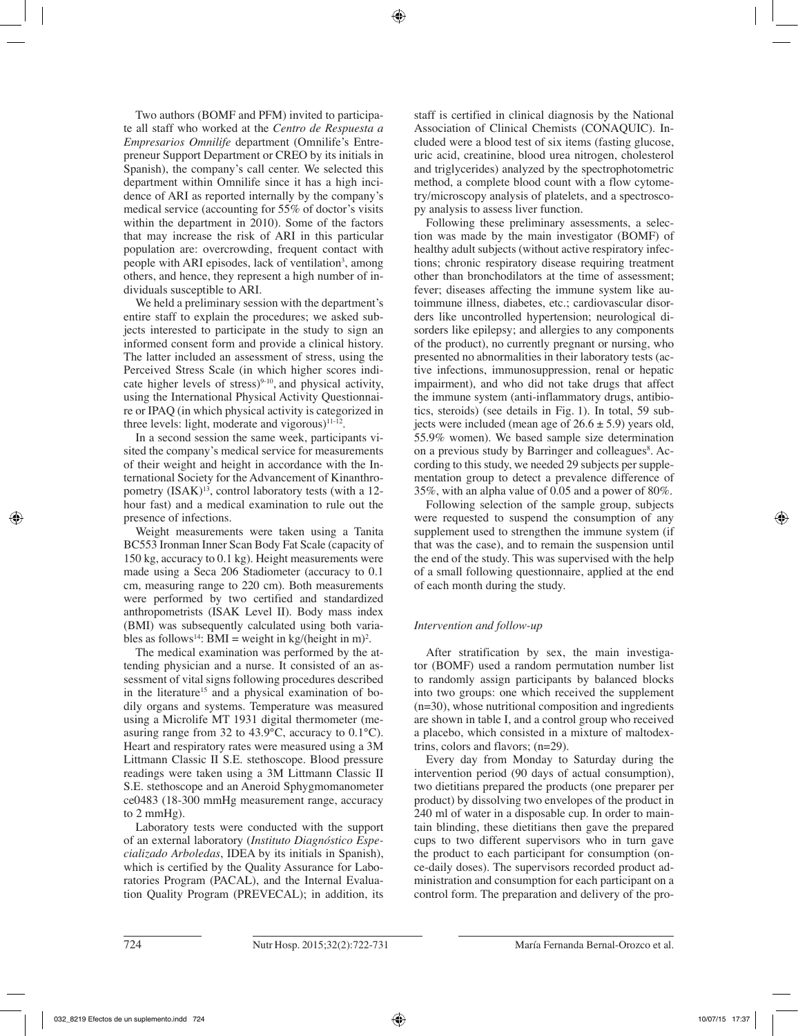Two authors (BOMF and PFM) invited to participate all staff who worked at the *Centro de Respuesta a Empresarios Omnilife* department (Omnilife's Entrepreneur Support Department or CREO by its initials in Spanish), the company's call center. We selected this department within Omnilife since it has a high incidence of ARI as reported internally by the company's medical service (accounting for 55% of doctor's visits within the department in 2010). Some of the factors that may increase the risk of ARI in this particular population are: overcrowding, frequent contact with people with ARI episodes, lack of ventilation[3], among others, and hence, they represent a high number of individuals susceptible to ARI.

We held a preliminary session with the department's entire staff to explain the procedures; we asked subjects interested to participate in the study to sign an informed consent form and provide a clinical history. The latter included an assessment of stress, using the Perceived Stress Scale (in which higher scores indicate higher levels of stress)[9-10], and physical activity, using the International Physical Activity Questionnaire or IPAQ (in which physical activity is categorized in three levels: light, moderate and vigorous)[11-12].

In a second session the same week, participants visited the company's medical service for measurements of their weight and height in accordance with the International Society for the Advancement of Kinanthropometry (ISAK)[13], control laboratory tests (with a 12-hour fast) and a medical examination to rule out the presence of infections.

Weight measurements were taken using a Tanita BC553 Ironman Inner Scan Body Fat Scale (capacity of 150 kg, accuracy to 0.1 kg). Height measurements were made using a Seca 206 Stadiometer (accuracy to 0.1 cm, measuring range to 220 cm). Both measurements were performed by two certified and standardized anthropometrists (ISAK Level II). Body mass index (BMI) was subsequently calculated using both variables as follows[14]: BMI = weight in kg/(height in m)$^2$.

The medical examination was performed by the attending physician and a nurse. It consisted of an assessment of vital signs following procedures described in the literature[15] and a physical examination of bodily organs and systems. Temperature was measured using a Microlife MT 1931 digital thermometer (measuring range from 32 to 43.9°C, accuracy to 0.1°C). Heart and respiratory rates were measured using a 3M Littmann Classic II S.E. stethoscope. Blood pressure readings were taken using a 3M Littmann Classic II S.E. stethoscope and an Aneroid Sphygmomanometer ce0483 (18-300 mmHg measurement range, accuracy to 2 mmHg).

Laboratory tests were conducted with the support of an external laboratory (*Instituto Diagnóstico Especializado Arboledas*, IDEA by its initials in Spanish), which is certified by the Quality Assurance for Laboratories Program (PACAL), and the Internal Evaluation Quality Program (PREVECAL); in addition, its staff is certified in clinical diagnosis by the National Association of Clinical Chemists (CONAQUIC). Included were a blood test of six items (fasting glucose, uric acid, creatinine, blood urea nitrogen, cholesterol and triglycerides) analyzed by the spectrophotometric method, a complete blood count with a flow cytometry/microscopy analysis of platelets, and a spectroscopy analysis to assess liver function.

Following these preliminary assessments, a selection was made by the main investigator (BOMF) of healthy adult subjects (without active respiratory infections; chronic respiratory disease requiring treatment other than bronchodilators at the time of assessment; fever; diseases affecting the immune system like autoimmune illness, diabetes, etc.; cardiovascular disorders like uncontrolled hypertension; neurological disorders like epilepsy; and allergies to any components of the product), no currently pregnant or nursing, who presented no abnormalities in their laboratory tests (active infections, immunosuppression, renal or hepatic impairment), and who did not take drugs that affect the immune system (anti-inflammatory drugs, antibiotics, steroids) (see details in Fig. 1). In total, 59 subjects were included (mean age of 26.6 ± 5.9) years old, 55.9% women). We based sample size determination on a previous study by Barringer and colleagues[8]. According to this study, we needed 29 subjects per supplementation group to detect a prevalence difference of 35%, with an alpha value of 0.05 and a power of 80%.

Following selection of the sample group, subjects were requested to suspend the consumption of any supplement used to strengthen the immune system (if that was the case), and to remain the suspension until the end of the study. This was supervised with the help of a small following questionnaire, applied at the end of each month during the study.

### *Intervention and follow-up*

After stratification by sex, the main investigator (BOMF) used a random permutation number list to randomly assign participants by balanced blocks into two groups: one which received the supplement (n=30), whose nutritional composition and ingredients are shown in table I, and a control group who received a placebo, which consisted in a mixture of maltodextrins, colors and flavors; (n=29).

Every day from Monday to Saturday during the intervention period (90 days of actual consumption), two dietitians prepared the products (one preparer per product) by dissolving two envelopes of the product in 240 ml of water in a disposable cup. In order to maintain blinding, these dietitians then gave the prepared cups to two different supervisors who in turn gave the product to each participant for consumption (once-daily doses). The supervisors recorded product administration and consumption for each participant on a control form. The preparation and delivery of the pro-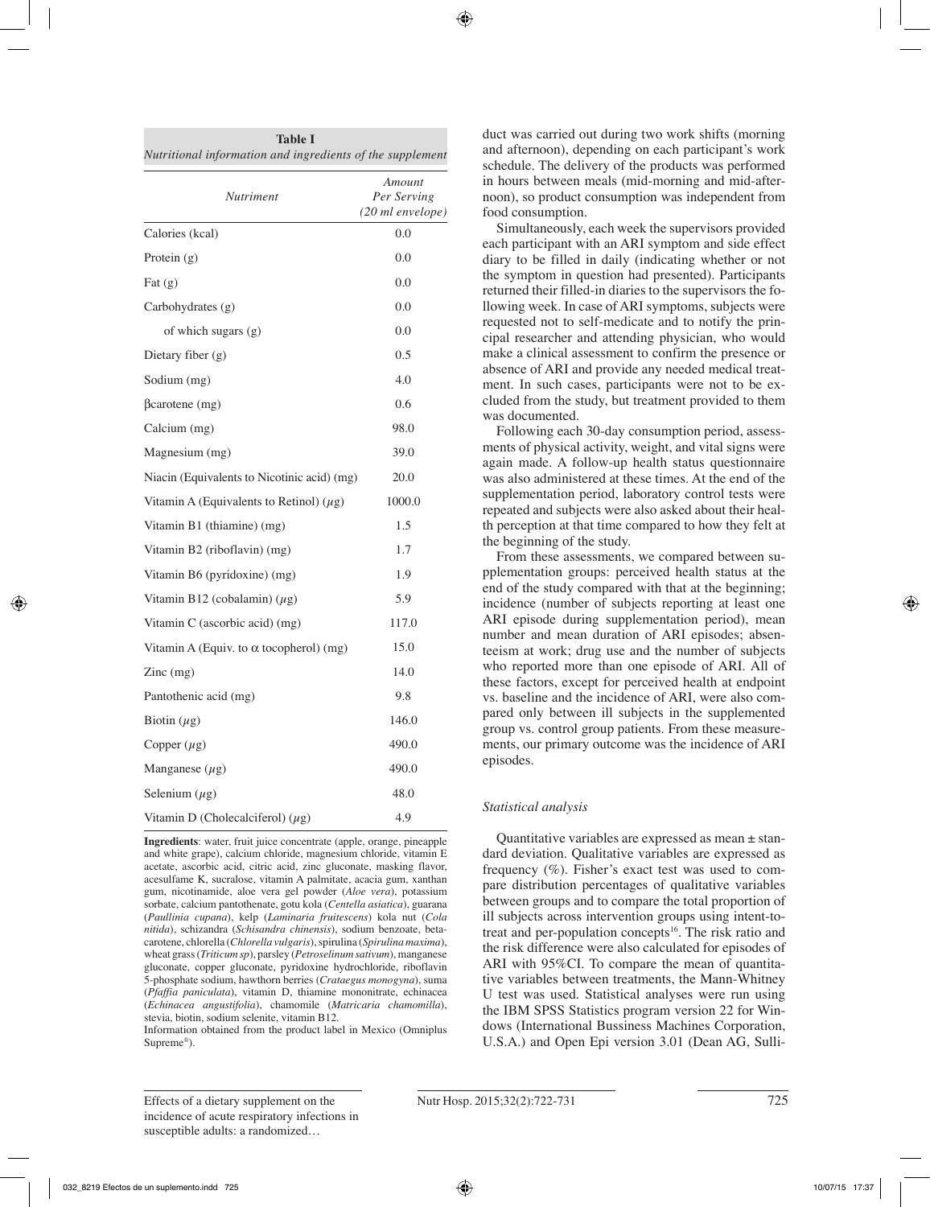**Table I**
*Nutritional information and ingredients of the supplement*

| *Nutriment* | *Amount Per Serving (20 ml envelope)* |
|---|---|
| Calories (kcal) | 0.0 |
| Protein (g) | 0.0 |
| Fat (g) | 0.0 |
| Carbohydrates (g) | 0.0 |
| of which sugars (g) | 0.0 |
| Dietary fiber (g) | 0.5 |
| Sodium (mg) | 4.0 |
| βcarotene (mg) | 0.6 |
| Calcium (mg) | 98.0 |
| Magnesium (mg) | 39.0 |
| Niacin (Equivalents to Nicotinic acid) (mg) | 20.0 |
| Vitamin A (Equivalents to Retinol) ($\mu$g) | 1000.0 |
| Vitamin B1 (thiamine) (mg) | 1.5 |
| Vitamin B2 (riboflavin) (mg) | 1.7 |
| Vitamin B6 (pyridoxine) (mg) | 1.9 |
| Vitamin B12 (cobalamin) ($\mu$g) | 5.9 |
| Vitamin C (ascorbic acid) (mg) | 117.0 |
| Vitamin A (Equiv. to $\alpha$ tocopherol) (mg) | 15.0 |
| Zinc (mg) | 14.0 |
| Pantothenic acid (mg) | 9.8 |
| Biotin ($\mu$g) | 146.0 |
| Copper ($\mu$g) | 490.0 |
| Manganese ($\mu$g) | 490.0 |
| Selenium ($\mu$g) | 48.0 |
| Vitamin D (Cholecalciferol) ($\mu$g) | 4.9 |

**Ingredients**: water, fruit juice concentrate (apple, orange, pineapple and white grape), calcium chloride, magnesium chloride, vitamin E acetate, ascorbic acid, citric acid, zinc gluconate, masking flavor, acesulfame K, sucralose, vitamin A palmitate, acacia gum, xanthan gum, nicotinamide, aloe vera gel powder (*Aloe vera*), potassium sorbate, calcium pantothenate, gotu kola (*Centella asiatica*), guarana (*Paullinia cupana*), kelp (*Laminaria fruitescens*) kola nut (*Cola nitida*), schizandra (*Schisandra chinensis*), sodium benzoate, beta-carotene, chlorella (*Chlorella vulgaris*), spirulina (*Spirulina maxima*), wheat grass (*Triticum sp*), parsley (*Petroselinum sativum*), manganese gluconate, copper gluconate, pyridoxine hydrochloride, riboflavin 5-phosphate sodium, hawthorn berries (*Crataegus monogyna*), suma (*Pfaffia paniculata*), vitamin D, thiamine mononitrate, echinacea (*Echinacea angustifolia*), chamomile (*Matricaria chamomilla*), stevia, biotin, sodium selenite, vitamin B12.
Information obtained from the product label in Mexico (Omniplus Supreme®).

duct was carried out during two work shifts (morning and afternoon), depending on each participant's work schedule. The delivery of the products was performed in hours between meals (mid-morning and mid-afternoon), so product consumption was independent from food consumption.

Simultaneously, each week the supervisors provided each participant with an ARI symptom and side effect diary to be filled in daily (indicating whether or not the symptom in question had presented). Participants returned their filled-in diaries to the supervisors the following week. In case of ARI symptoms, subjects were requested not to self-medicate and to notify the principal researcher and attending physician, who would make a clinical assessment to confirm the presence or absence of ARI and provide any needed medical treatment. In such cases, participants were not to be excluded from the study, but treatment provided to them was documented.

Following each 30-day consumption period, assessments of physical activity, weight, and vital signs were again made. A follow-up health status questionnaire was also administered at these times. At the end of the supplementation period, laboratory control tests were repeated and subjects were also asked about their health perception at that time compared to how they felt at the beginning of the study.

From these assessments, we compared between supplementation groups: perceived health status at the end of the study compared with that at the beginning; incidence (number of subjects reporting at least one ARI episode during supplementation period), mean number and mean duration of ARI episodes; absenteeism at work; drug use and the number of subjects who reported more than one episode of ARI. All of these factors, except for perceived health at endpoint vs. baseline and the incidence of ARI, were also compared only between ill subjects in the supplemented group vs. control group patients. From these measurements, our primary outcome was the incidence of ARI episodes.

*Statistical analysis*

Quantitative variables are expressed as mean ± standard deviation. Qualitative variables are expressed as frequency (%). Fisher's exact test was used to compare distribution percentages of qualitative variables between groups and to compare the total proportion of ill subjects across intervention groups using intent-to-treat and per-population concepts[16]. The risk ratio and the risk difference were also calculated for episodes of ARI with 95%CI. To compare the mean of quantitative variables between treatments, the Mann-Whitney U test was used. Statistical analyses were run using the IBM SPSS Statistics program version 22 for Windows (International Bussiness Machines Corporation, U.S.A.) and Open Epi version 3.01 (Dean AG, Sulli-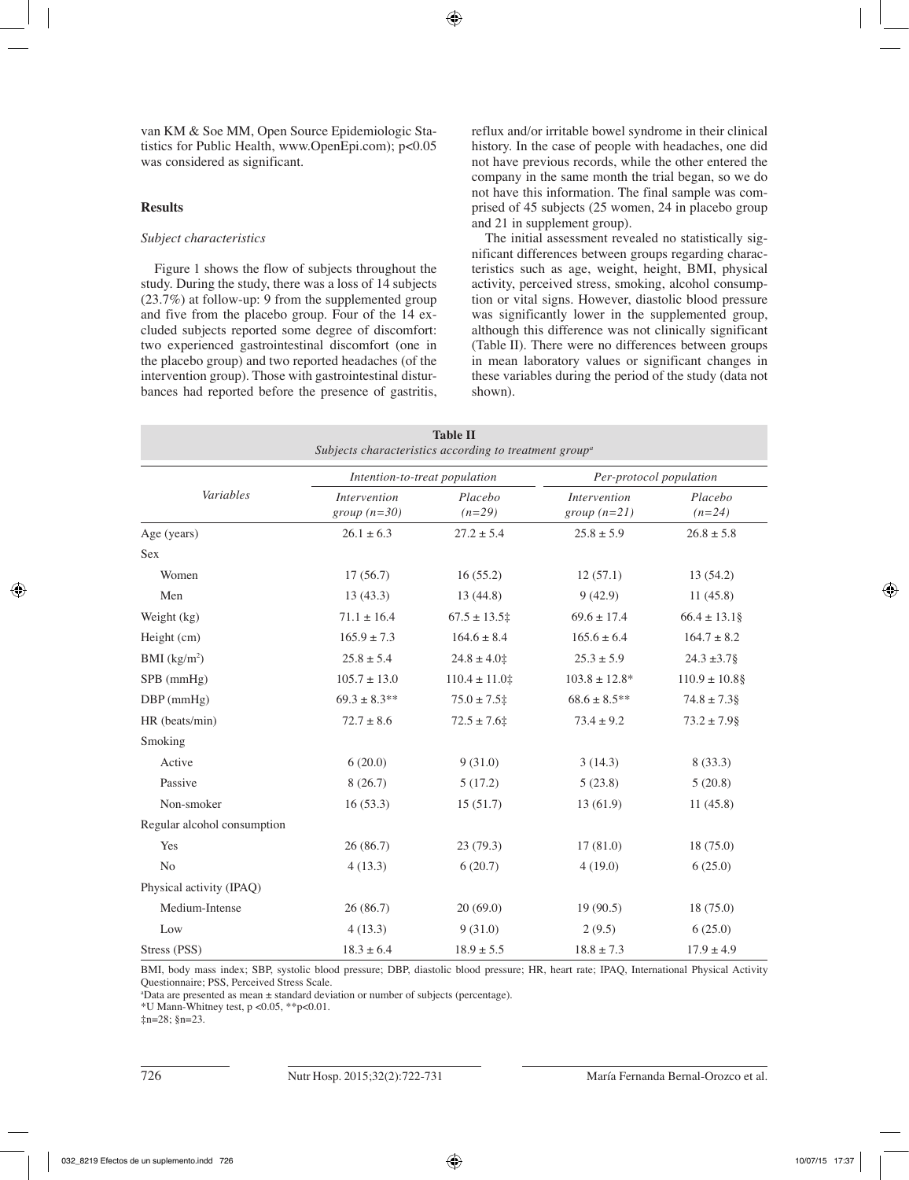van KM & Soe MM, Open Source Epidemiologic Statistics for Public Health, www.OpenEpi.com); $p<0.05$ was considered as significant.

## Results

### *Subject characteristics*

Figure 1 shows the flow of subjects throughout the study. During the study, there was a loss of 14 subjects (23.7%) at follow-up: 9 from the supplemented group and five from the placebo group. Four of the 14 excluded subjects reported some degree of discomfort: two experienced gastrointestinal discomfort (one in the placebo group) and two reported headaches (of the intervention group). Those with gastrointestinal disturbances had reported before the presence of gastritis, reflux and/or irritable bowel syndrome in their clinical history. In the case of people with headaches, one did not have previous records, while the other entered the company in the same month the trial began, so we do not have this information. The final sample was comprised of 45 subjects (25 women, 24 in placebo group and 21 in supplement group).

The initial assessment revealed no statistically significant differences between groups regarding characteristics such as age, weight, height, BMI, physical activity, perceived stress, smoking, alcohol consumption or vital signs. However, diastolic blood pressure was significantly lower in the supplemented group, although this difference was not clinically significant (Table II). There were no differences between groups in mean laboratory values or significant changes in these variables during the period of the study (data not shown).

**Table II**
*Subjects characteristics according to treatment group*[a]

| *Variables* | *Intention-to-treat population* | | *Per-protocol population* | |
|---|---|---|---|---|
| | *Intervention group (n=30)* | *Placebo (n=29)* | *Intervention group (n=21)* | *Placebo (n=24)* |
| Age (years) | 26.1 ± 6.3 | 27.2 ± 5.4 | 25.8 ± 5.9 | 26.8 ± 5.8 |
| Sex | | | | |
| Women | 17 (56.7) | 16 (55.2) | 12 (57.1) | 13 (54.2) |
| Men | 13 (43.3) | 13 (44.8) | 9 (42.9) | 11 (45.8) |
| Weight (kg) | 71.1 ± 16.4 | 67.5 ± 13.5‡ | 69.6 ± 17.4 | 66.4 ± 13.1§ |
| Height (cm) | 165.9 ± 7.3 | 164.6 ± 8.4 | 165.6 ± 6.4 | 164.7 ± 8.2 |
| BMI ($kg/m^2$) | 25.8 ± 5.4 | 24.8 ± 4.0‡ | 25.3 ± 5.9 | 24.3 ±3.7§ |
| SPB (mmHg) | 105.7 ± 13.0 | 110.4 ± 11.0‡ | 103.8 ± 12.8* | 110.9 ± 10.8§ |
| DBP (mmHg) | 69.3 ± 8.3** | 75.0 ± 7.5‡ | 68.6 ± 8.5** | 74.8 ± 7.3§ |
| HR (beats/min) | 72.7 ± 8.6 | 72.5 ± 7.6‡ | 73.4 ± 9.2 | 73.2 ± 7.9§ |
| Smoking | | | | |
| Active | 6 (20.0) | 9 (31.0) | 3 (14.3) | 8 (33.3) |
| Passive | 8 (26.7) | 5 (17.2) | 5 (23.8) | 5 (20.8) |
| Non-smoker | 16 (53.3) | 15 (51.7) | 13 (61.9) | 11 (45.8) |
| Regular alcohol consumption | | | | |
| Yes | 26 (86.7) | 23 (79.3) | 17 (81.0) | 18 (75.0) |
| No | 4 (13.3) | 6 (20.7) | 4 (19.0) | 6 (25.0) |
| Physical activity (IPAQ) | | | | |
| Medium-Intense | 26 (86.7) | 20 (69.0) | 19 (90.5) | 18 (75.0) |
| Low | 4 (13.3) | 9 (31.0) | 2 (9.5) | 6 (25.0) |
| Stress (PSS) | 18.3 ± 6.4 | 18.9 ± 5.5 | 18.8 ± 7.3 | 17.9 ± 4.9 |

BMI, body mass index; SBP, systolic blood pressure; DBP, diastolic blood pressure; HR, heart rate; IPAQ, International Physical Activity Questionnaire; PSS, Perceived Stress Scale.
[a]Data are presented as mean ± standard deviation or number of subjects (percentage).
*U Mann-Whitney test, $p<0.05$, **$p<0.01$.
‡n=28; §n=23.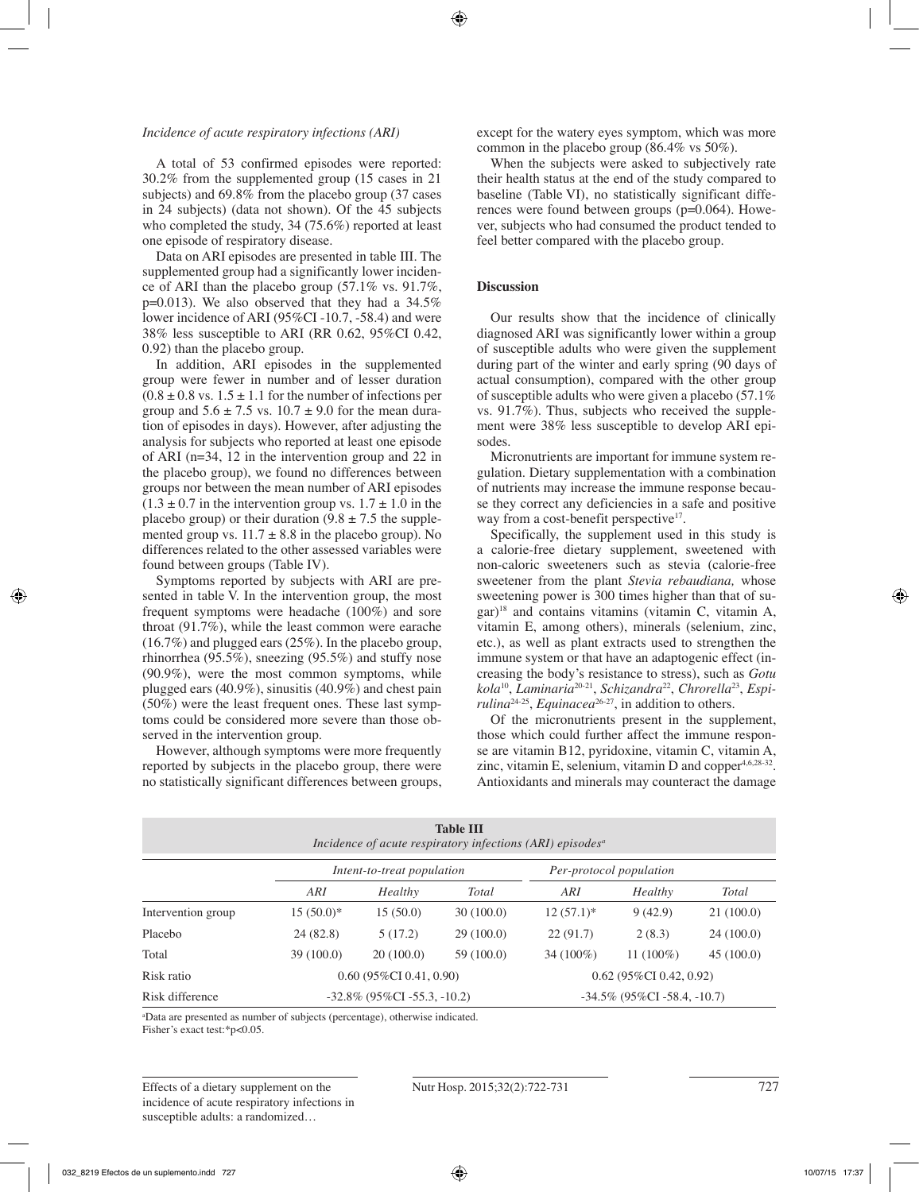*Incidence of acute respiratory infections (ARI)*

A total of 53 confirmed episodes were reported: 30.2% from the supplemented group (15 cases in 21 subjects) and 69.8% from the placebo group (37 cases in 24 subjects) (data not shown). Of the 45 subjects who completed the study, 34 (75.6%) reported at least one episode of respiratory disease.

Data on ARI episodes are presented in table III. The supplemented group had a significantly lower incidence of ARI than the placebo group (57.1% vs. 91.7%, p=0.013). We also observed that they had a 34.5% lower incidence of ARI (95%CI -10.7, -58.4) and were 38% less susceptible to ARI (RR 0.62, 95%CI 0.42, 0.92) than the placebo group.

In addition, ARI episodes in the supplemented group were fewer in number and of lesser duration ($0.8 \pm 0.8$ vs. $1.5 \pm 1.1$ for the number of infections per group and $5.6 \pm 7.5$ vs. $10.7 \pm 9.0$ for the mean duration of episodes in days). However, after adjusting the analysis for subjects who reported at least one episode of ARI (n=34, 12 in the intervention group and 22 in the placebo group), we found no differences between groups nor between the mean number of ARI episodes ($1.3 \pm 0.7$ in the intervention group vs. $1.7 \pm 1.0$ in the placebo group) or their duration ($9.8 \pm 7.5$ the supplemented group vs. $11.7 \pm 8.8$ in the placebo group). No differences related to the other assessed variables were found between groups (Table IV).

Symptoms reported by subjects with ARI are presented in table V. In the intervention group, the most frequent symptoms were headache (100%) and sore throat (91.7%), while the least common were earache (16.7%) and plugged ears (25%). In the placebo group, rhinorrhea (95.5%), sneezing (95.5%) and stuffy nose (90.9%), were the most common symptoms, while plugged ears (40.9%), sinusitis (40.9%) and chest pain (50%) were the least frequent ones. These last symptoms could be considered more severe than those observed in the intervention group.

However, although symptoms were more frequently reported by subjects in the placebo group, there were no statistically significant differences between groups, except for the watery eyes symptom, which was more common in the placebo group (86.4% vs 50%).

When the subjects were asked to subjectively rate their health status at the end of the study compared to baseline (Table VI), no statistically significant differences were found between groups (p=0.064). However, subjects who had consumed the product tended to feel better compared with the placebo group.

## Discussion

Our results show that the incidence of clinically diagnosed ARI was significantly lower within a group of susceptible adults who were given the supplement during part of the winter and early spring (90 days of actual consumption), compared with the other group of susceptible adults who were given a placebo (57.1% vs. 91.7%). Thus, subjects who received the supplement were 38% less susceptible to develop ARI episodes.

Micronutrients are important for immune system regulation. Dietary supplementation with a combination of nutrients may increase the immune response because they correct any deficiencies in a safe and positive way from a cost-benefit perspective[17].

Specifically, the supplement used in this study is a calorie-free dietary supplement, sweetened with non-caloric sweeteners such as stevia (calorie-free sweetener from the plant *Stevia rebaudiana,* whose sweetening power is 300 times higher than that of sugar)[18] and contains vitamins (vitamin C, vitamin A, vitamin E, among others), minerals (selenium, zinc, etc.), as well as plant extracts used to strengthen the immune system or that have an adaptogenic effect (increasing the body's resistance to stress), such as *Gotu kola*[10], *Laminaria*[20-21], *Schizandra*[22], *Chrorella*[23], *Espirulina*[24-25], *Equinacea*[26-27], in addition to others.

Of the micronutrients present in the supplement, those which could further affect the immune response are vitamin B12, pyridoxine, vitamin C, vitamin A, zinc, vitamin E, selenium, vitamin D and copper[4,6,28-32]. Antioxidants and minerals may counteract the damage

**Table III**
*Incidence of acute respiratory infections (ARI) episodes*[a]

| | *Intent-to-treat population* | | | *Per-protocol population* | | |
|---|---|---|---|---|---|---|
| | *ARI* | *Healthy* | *Total* | *ARI* | *Healthy* | *Total* |
| Intervention group | 15 (50.0)* | 15 (50.0) | 30 (100.0) | 12 (57.1)* | 9 (42.9) | 21 (100.0) |
| Placebo | 24 (82.8) | 5 (17.2) | 29 (100.0) | 22 (91.7) | 2 (8.3) | 24 (100.0) |
| Total | 39 (100.0) | 20 (100.0) | 59 (100.0) | 34 (100%) | 11 (100%) | 45 (100.0) |
| Risk ratio | 0.60 (95%CI 0.41, 0.90) | | | 0.62 (95%CI 0.42, 0.92) | | |
| Risk difference | -32.8% (95%CI -55.3, -10.2) | | | -34.5% (95%CI -58.4, -10.7) | | |

[a]Data are presented as number of subjects (percentage), otherwise indicated.
Fisher's exact test:*p<0.05.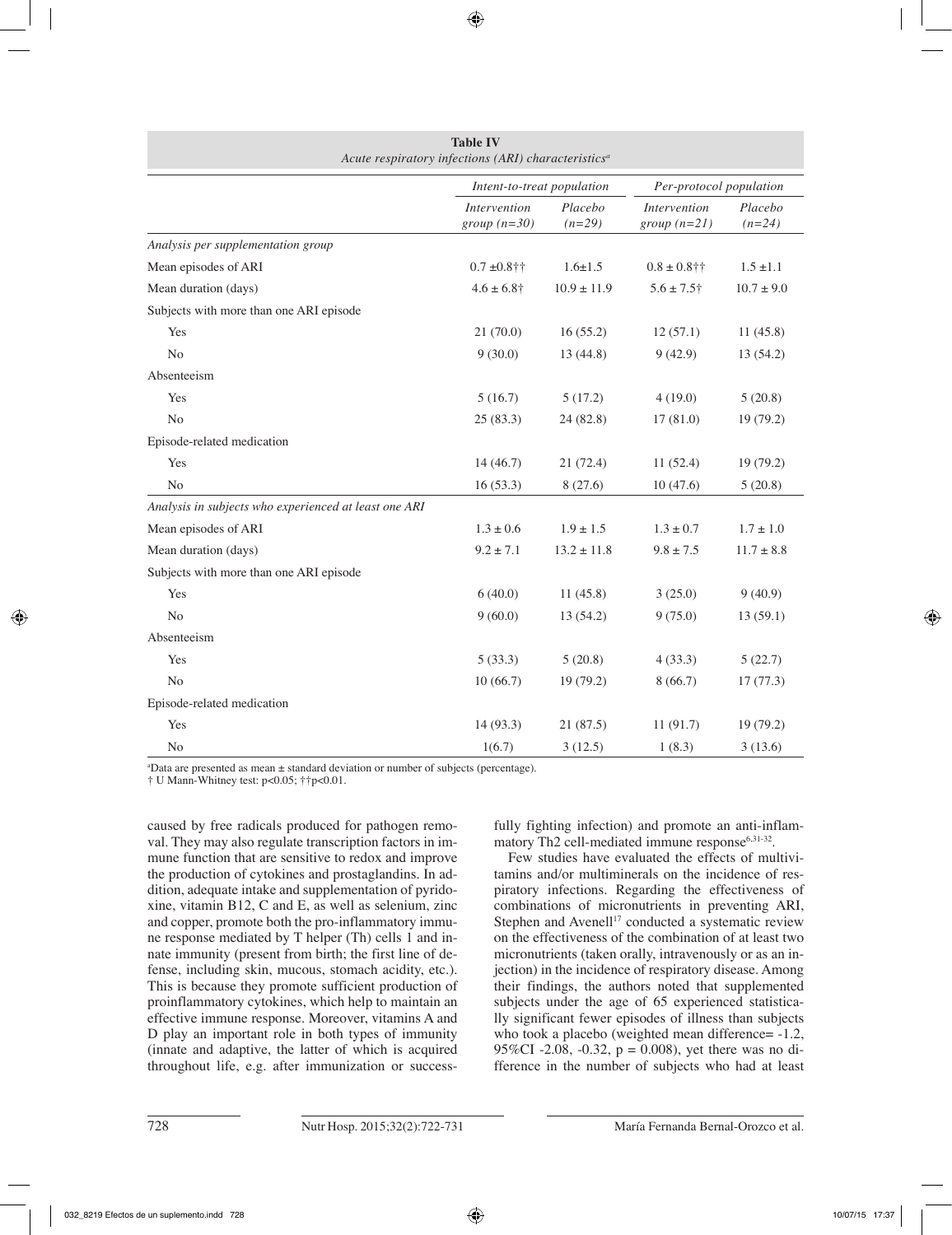**Table IV**
*Acute respiratory infections (ARI) characteristics[a]*

| | *Intent-to-treat population* | | *Per-protocol population* | |
|---|---|---|---|---|
| | *Intervention group (n=30)* | *Placebo (n=29)* | *Intervention group (n=21)* | *Placebo (n=24)* |
| *Analysis per supplementation group* | | | | |
| Mean episodes of ARI | 0.7 ±0.8†† | 1.6±1.5 | 0.8 ± 0.8†† | 1.5 ±1.1 |
| Mean duration (days) | 4.6 ± 6.8† | 10.9 ± 11.9 | 5.6 ± 7.5† | 10.7 ± 9.0 |
| Subjects with more than one ARI episode | | | | |
| Yes | 21 (70.0) | 16 (55.2) | 12 (57.1) | 11 (45.8) |
| No | 9 (30.0) | 13 (44.8) | 9 (42.9) | 13 (54.2) |
| Absenteeism | | | | |
| Yes | 5 (16.7) | 5 (17.2) | 4 (19.0) | 5 (20.8) |
| No | 25 (83.3) | 24 (82.8) | 17 (81.0) | 19 (79.2) |
| Episode-related medication | | | | |
| Yes | 14 (46.7) | 21 (72.4) | 11 (52.4) | 19 (79.2) |
| No | 16 (53.3) | 8 (27.6) | 10 (47.6) | 5 (20.8) |
| *Analysis in subjects who experienced at least one ARI* | | | | |
| Mean episodes of ARI | 1.3 ± 0.6 | 1.9 ± 1.5 | 1.3 ± 0.7 | 1.7 ± 1.0 |
| Mean duration (days) | 9.2 ± 7.1 | 13.2 ± 11.8 | 9.8 ± 7.5 | 11.7 ± 8.8 |
| Subjects with more than one ARI episode | | | | |
| Yes | 6 (40.0) | 11 (45.8) | 3 (25.0) | 9 (40.9) |
| No | 9 (60.0) | 13 (54.2) | 9 (75.0) | 13 (59.1) |
| Absenteeism | | | | |
| Yes | 5 (33.3) | 5 (20.8) | 4 (33.3) | 5 (22.7) |
| No | 10 (66.7) | 19 (79.2) | 8 (66.7) | 17 (77.3) |
| Episode-related medication | | | | |
| Yes | 14 (93.3) | 21 (87.5) | 11 (91.7) | 19 (79.2) |
| No | 1(6.7) | 3 (12.5) | 1 (8.3) | 3 (13.6) |

[a]Data are presented as mean ± standard deviation or number of subjects (percentage).
† U Mann-Whitney test: $p<0.05$; ††$p<0.01$.

caused by free radicals produced for pathogen removal. They may also regulate transcription factors in immune function that are sensitive to redox and improve the production of cytokines and prostaglandins. In addition, adequate intake and supplementation of pyridoxine, vitamin B12, C and E, as well as selenium, zinc and copper, promote both the pro-inflammatory immune response mediated by T helper (Th) cells 1 and innate immunity (present from birth; the first line of defense, including skin, mucous, stomach acidity, etc.). This is because they promote sufficient production of proinflammatory cytokines, which help to maintain an effective immune response. Moreover, vitamins A and D play an important role in both types of immunity (innate and adaptive, the latter of which is acquired throughout life, e.g. after immunization or successfully fighting infection) and promote an anti-inflammatory Th2 cell-mediated immune response[6,31-32].

Few studies have evaluated the effects of multivitamins and/or multiminerals on the incidence of respiratory infections. Regarding the effectiveness of combinations of micronutrients in preventing ARI, Stephen and Avenell[17] conducted a systematic review on the effectiveness of the combination of at least two micronutrients (taken orally, intravenously or as an injection) in the incidence of respiratory disease. Among their findings, the authors noted that supplemented subjects under the age of 65 experienced statistically significant fewer episodes of illness than subjects who took a placebo (weighted mean difference= -1.2, 95%CI -2.08, -0.32, $p = 0.008$), yet there was no difference in the number of subjects who had at least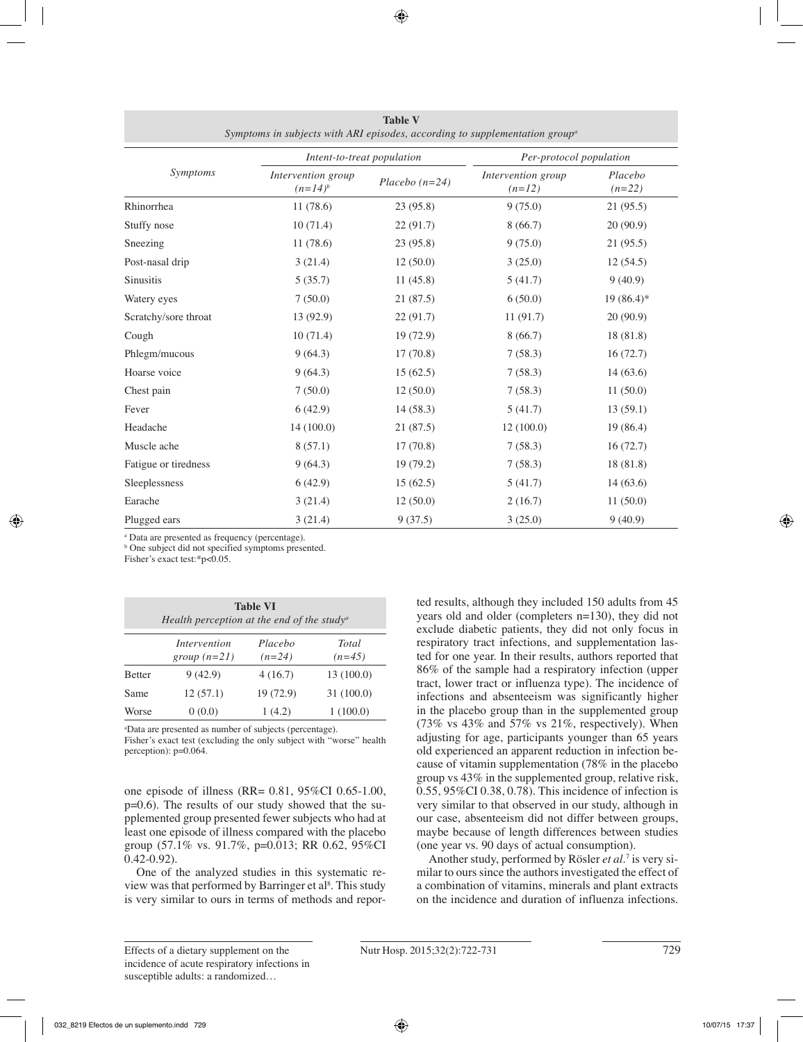**Table V**
*Symptoms in subjects with ARI episodes, according to supplementation group*[a]

| Symptoms | Intent-to-treat population | | Per-protocol population | |
|---|---|---|---|---|
| | Intervention group (n=14)[b] | Placebo (n=24) | Intervention group (n=12) | Placebo (n=22) |
| Rhinorrhea | 11 (78.6) | 23 (95.8) | 9 (75.0) | 21 (95.5) |
| Stuffy nose | 10 (71.4) | 22 (91.7) | 8 (66.7) | 20 (90.9) |
| Sneezing | 11 (78.6) | 23 (95.8) | 9 (75.0) | 21 (95.5) |
| Post-nasal drip | 3 (21.4) | 12 (50.0) | 3 (25.0) | 12 (54.5) |
| Sinusitis | 5 (35.7) | 11 (45.8) | 5 (41.7) | 9 (40.9) |
| Watery eyes | 7 (50.0) | 21 (87.5) | 6 (50.0) | 19 (86.4)* |
| Scratchy/sore throat | 13 (92.9) | 22 (91.7) | 11 (91.7) | 20 (90.9) |
| Cough | 10 (71.4) | 19 (72.9) | 8 (66.7) | 18 (81.8) |
| Phlegm/mucous | 9 (64.3) | 17 (70.8) | 7 (58.3) | 16 (72.7) |
| Hoarse voice | 9 (64.3) | 15 (62.5) | 7 (58.3) | 14 (63.6) |
| Chest pain | 7 (50.0) | 12 (50.0) | 7 (58.3) | 11 (50.0) |
| Fever | 6 (42.9) | 14 (58.3) | 5 (41.7) | 13 (59.1) |
| Headache | 14 (100.0) | 21 (87.5) | 12 (100.0) | 19 (86.4) |
| Muscle ache | 8 (57.1) | 17 (70.8) | 7 (58.3) | 16 (72.7) |
| Fatigue or tiredness | 9 (64.3) | 19 (79.2) | 7 (58.3) | 18 (81.8) |
| Sleeplessness | 6 (42.9) | 15 (62.5) | 5 (41.7) | 14 (63.6) |
| Earache | 3 (21.4) | 12 (50.0) | 2 (16.7) | 11 (50.0) |
| Plugged ears | 3 (21.4) | 9 (37.5) | 3 (25.0) | 9 (40.9) |

[a] Data are presented as frequency (percentage).
[b] One subject did not specified symptoms presented.
Fisher's exact test:*$p<0.05$.

**Table VI**
*Health perception at the end of the study*[a]

| | Intervention group (n=21) | Placebo (n=24) | Total (n=45) |
|---|---|---|---|
| Better | 9 (42.9) | 4 (16.7) | 13 (100.0) |
| Same | 12 (57.1) | 19 (72.9) | 31 (100.0) |
| Worse | 0 (0.0) | 1 (4.2) | 1 (100.0) |

[a]Data are presented as number of subjects (percentage).
Fisher's exact test (excluding the only subject with "worse" health perception): p=0.064.

one episode of illness (RR= 0.81, 95%CI 0.65-1.00, p=0.6). The results of our study showed that the supplemented group presented fewer subjects who had at least one episode of illness compared with the placebo group (57.1% vs. 91.7%, p=0.013; RR 0.62, 95%CI 0.42-0.92).

One of the analyzed studies in this systematic review was that performed by Barringer et al[8]. This study is very similar to ours in terms of methods and reported results, although they included 150 adults from 45 years old and older (completers n=130), they did not exclude diabetic patients, they did not only focus in respiratory tract infections, and supplementation lasted for one year. In their results, authors reported that 86% of the sample had a respiratory infection (upper tract, lower tract or influenza type). The incidence of infections and absenteeism was significantly higher in the placebo group than in the supplemented group (73% vs 43% and 57% vs 21%, respectively). When adjusting for age, participants younger than 65 years old experienced an apparent reduction in infection because of vitamin supplementation (78% in the placebo group vs 43% in the supplemented group, relative risk, 0.55, 95%CI 0.38, 0.78). This incidence of infection is very similar to that observed in our study, although in our case, absenteeism did not differ between groups, maybe because of length differences between studies (one year vs. 90 days of actual consumption).

Another study, performed by Rösler *et al*.[7] is very similar to ours since the authors investigated the effect of a combination of vitamins, minerals and plant extracts on the incidence and duration of influenza infections.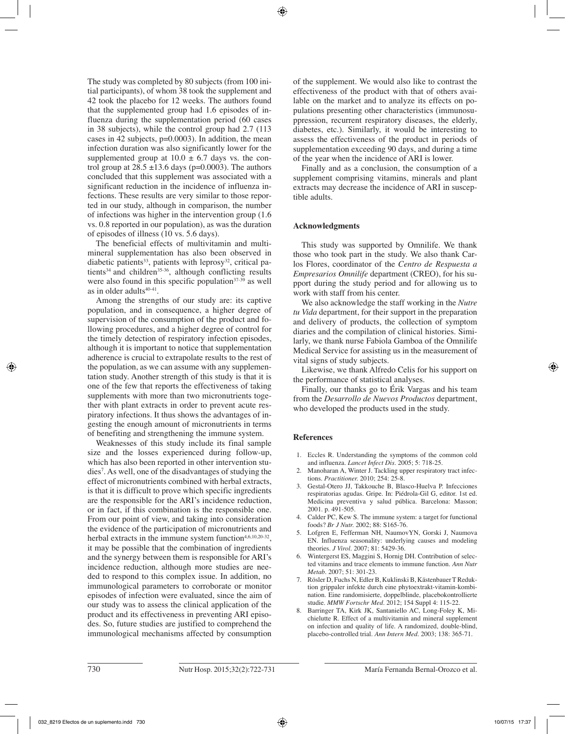The study was completed by 80 subjects (from 100 initial participants), of whom 38 took the supplement and 42 took the placebo for 12 weeks. The authors found that the supplemented group had 1.6 episodes of influenza during the supplementation period (60 cases in 38 subjects), while the control group had 2.7 (113 cases in 42 subjects, p=0.0003). In addition, the mean infection duration was also significantly lower for the supplemented group at $10.0 \pm 6.7$ days vs. the control group at $28.5 \pm 13.6$ days (p=0.0003). The authors concluded that this supplement was associated with a significant reduction in the incidence of influenza infections. These results are very similar to those reported in our study, although in comparison, the number of infections was higher in the intervention group (1.6 vs. 0.8 reported in our population), as was the duration of episodes of illness (10 vs. 5.6 days).

The beneficial effects of multivitamin and multimineral supplementation has also been observed in diabetic patients[33], patients with leprosy[32], critical patients[34] and children[35-36], although conflicting results were also found in this specific population[37-39] as well as in older adults[40-41].

Among the strengths of our study are: its captive population, and in consequence, a higher degree of supervision of the consumption of the product and following procedures, and a higher degree of control for the timely detection of respiratory infection episodes, although it is important to notice that supplementation adherence is crucial to extrapolate results to the rest of the population, as we can assume with any supplementation study. Another strength of this study is that it is one of the few that reports the effectiveness of taking supplements with more than two micronutrients together with plant extracts in order to prevent acute respiratory infections. It thus shows the advantages of ingesting the enough amount of micronutrients in terms of benefiting and strengthening the immune system.

Weaknesses of this study include its final sample size and the losses experienced during follow-up, which has also been reported in other intervention studies[7]. As well, one of the disadvantages of studying the effect of micronutrients combined with herbal extracts, is that it is difficult to prove which specific ingredients are the responsible for the ARI's incidence reduction, or in fact, if this combination is the responsible one. From our point of view, and taking into consideration the evidence of the participation of micronutrients and herbal extracts in the immune system function[4,6,10,20-32], it may be possible that the combination of ingredients and the synergy between them is responsible for ARI's incidence reduction, although more studies are needed to respond to this complex issue. In addition, no immunological parameters to corroborate or monitor episodes of infection were evaluated, since the aim of our study was to assess the clinical application of the product and its effectiveness in preventing ARI episodes. So, future studies are justified to comprehend the immunological mechanisms affected by consumption of the supplement. We would also like to contrast the effectiveness of the product with that of others available on the market and to analyze its effects on populations presenting other characteristics (immunosuppression, recurrent respiratory diseases, the elderly, diabetes, etc.). Similarly, it would be interesting to assess the effectiveness of the product in periods of supplementation exceeding 90 days, and during a time of the year when the incidence of ARI is lower.

Finally and as a conclusion, the consumption of a supplement comprising vitamins, minerals and plant extracts may decrease the incidence of ARI in susceptible adults.

## Acknowledgments

This study was supported by Omnilife. We thank those who took part in the study. We also thank Carlos Flores, coordinator of the *Centro de Respuesta a Empresarios Omnilife* department (CREO), for his support during the study period and for allowing us to work with staff from his center.

We also acknowledge the staff working in the *Nutre tu Vida* department, for their support in the preparation and delivery of products, the collection of symptom diaries and the compilation of clinical histories. Similarly, we thank nurse Fabiola Gamboa of the Omnilife Medical Service for assisting us in the measurement of vital signs of study subjects.

Likewise, we thank Alfredo Celis for his support on the performance of statistical analyses.

Finally, our thanks go to Érik Vargas and his team from the *Desarrollo de Nuevos Productos* department, who developed the products used in the study.

## References

1. Eccles R. Understanding the symptoms of the common cold and influenza. *Lancet Infect Dis*. 2005; 5: 718-25.
2. Manoharan A, Winter J. Tackling upper respiratory tract infections. *Practitioner.* 2010; 254: 25-8.
3. Gestal-Otero JJ, Takkouche B, Blasco-Huelva P. Infecciones respiratorias agudas. Gripe. In: Piédrola-Gil G, editor. 1st ed. Medicina preventiva y salud pública. Barcelona: Masson; 2001. p. 491-505.
4. Calder PC, Kew S. The immune system: a target for functional foods? *Br J Nutr.* 2002; 88: S165-76.
5. Lofgren E, Fefferman NH, NaumovYN, Gorski J, Naumova EN. Influenza seasonality: underlying causes and modeling theories. *J Virol*. 2007; 81: 5429-36.
6. Wintergerst ES, Maggini S, Hornig DH. Contribution of selected vitamins and trace elements to immune function. *Ann Nutr Metab*. 2007; 51: 301-23.
7. Rösler D, Fuchs N, Edler B, Kuklinski B, Kästenbauer T Reduktion grippaler infekte durch eine phytoextrakt-vitamin-kombination. Eine randomisierte, doppelblinde, placebokontrollierte studie. *MMW Fortschr Med*. 2012; 154 Suppl 4: 115-22.
8. Barringer TA, Kirk JK, Santaniello AC, Long-Foley K, Michielutte R. Effect of a multivitamin and mineral supplement on infection and quality of life. A randomized, double-blind, placebo-controlled trial. *Ann Intern Med.* 2003; 138: 365-71.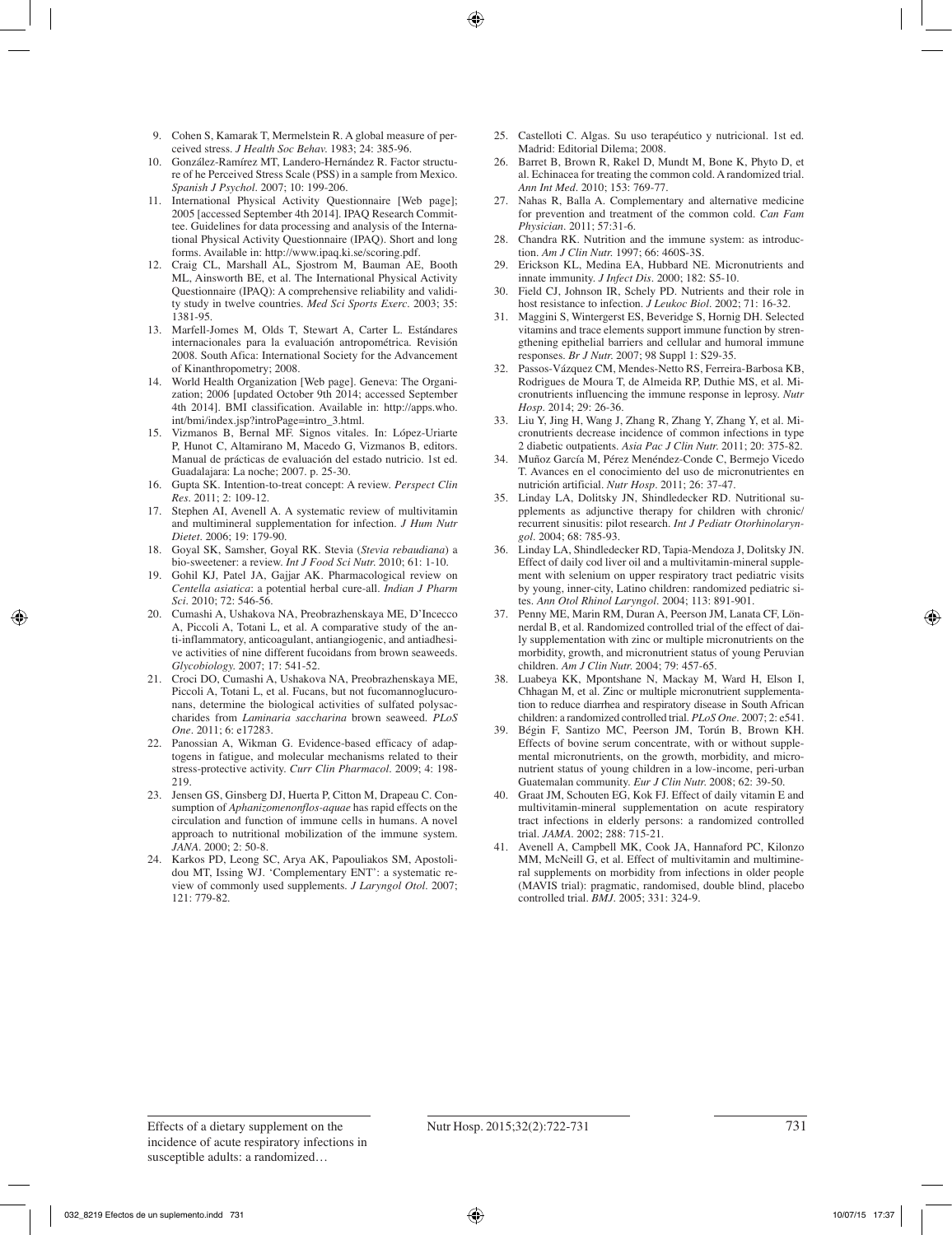9. Cohen S, Kamarak T, Mermelstein R. A global measure of perceived stress. *J Health Soc Behav*. 1983; 24: 385-96.
10. González-Ramírez MT, Landero-Hernández R. Factor structure of he Perceived Stress Scale (PSS) in a sample from Mexico. *Spanish J Psychol*. 2007; 10: 199-206.
11. International Physical Activity Questionnaire [Web page]; 2005 [accessed September 4th 2014]. IPAQ Research Committee. Guidelines for data processing and analysis of the International Physical Activity Questionnaire (IPAQ). Short and long forms. Available in: http://www.ipaq.ki.se/scoring.pdf.
12. Craig CL, Marshall AL, Sjostrom M, Bauman AE, Booth ML, Ainsworth BE, et al. The International Physical Activity Questionnaire (IPAQ): A comprehensive reliability and validity study in twelve countries. *Med Sci Sports Exerc*. 2003; 35: 1381-95.
13. Marfell-Jomes M, Olds T, Stewart A, Carter L. Estándares internacionales para la evaluación antropométrica. Revisión 2008. South Afica: International Society for the Advancement of Kinanthropometry; 2008.
14. World Health Organization [Web page]. Geneva: The Organization; 2006 [updated October 9th 2014; accessed September 4th 2014]. BMI classification. Available in: http://apps.who.int/bmi/index.jsp?introPage=intro_3.html.
15. Vizmanos B, Bernal MF. Signos vitales. In: López-Uriarte P, Hunot C, Altamirano M, Macedo G, Vizmanos B, editors. Manual de prácticas de evaluación del estado nutricio. 1st ed. Guadalajara: La noche; 2007. p. 25-30.
16. Gupta SK. Intention-to-treat concept: A review. *Perspect Clin Res*. 2011; 2: 109-12.
17. Stephen AI, Avenell A. A systematic review of multivitamin and multimineral supplementation for infection. *J Hum Nutr Dietet*. 2006; 19: 179-90.
18. Goyal SK, Samsher, Goyal RK. Stevia (*Stevia rebaudiana*) a bio-sweetener: a review. *Int J Food Sci Nutr*. 2010; 61: 1-10.
19. Gohil KJ, Patel JA, Gajjar AK. Pharmacological review on *Centella asiatica*: a potential herbal cure-all. *Indian J Pharm Sci*. 2010; 72: 546-56.
20. Cumashi A, Ushakova NA, Preobrazhenskaya ME, D'Incecco A, Piccoli A, Totani L, et al. A comparative study of the anti-inflammatory, anticoagulant, antiangiogenic, and antiadhesive activities of nine different fucoidans from brown seaweeds. *Glycobiology*. 2007; 17: 541-52.
21. Croci DO, Cumashi A, Ushakova NA, Preobrazhenskaya ME, Piccoli A, Totani L, et al. Fucans, but not fucomannoglucuronans, determine the biological activities of sulfated polysaccharides from *Laminaria saccharina* brown seaweed. *PLoS One*. 2011; 6: e17283.
22. Panossian A, Wikman G. Evidence-based efficacy of adaptogens in fatigue, and molecular mechanisms related to their stress-protective activity. *Curr Clin Pharmacol*. 2009; 4: 198-219.
23. Jensen GS, Ginsberg DJ, Huerta P, Citton M, Drapeau C. Consumption of *Aphanizomenonflos-aquae* has rapid effects on the circulation and function of immune cells in humans. A novel approach to nutritional mobilization of the immune system. *JANA*. 2000; 2: 50-8.
24. Karkos PD, Leong SC, Arya AK, Papouliakos SM, Apostolidou MT, Issing WJ. 'Complementary ENT': a systematic review of commonly used supplements. *J Laryngol Otol*. 2007; 121: 779-82.
25. Castelloti C. Algas. Su uso terapéutico y nutricional. 1st ed. Madrid: Editorial Dilema; 2008.
26. Barret B, Brown R, Rakel D, Mundt M, Bone K, Phyto D, et al. Echinacea for treating the common cold. A randomized trial. *Ann Int Med*. 2010; 153: 769-77.
27. Nahas R, Balla A. Complementary and alternative medicine for prevention and treatment of the common cold. *Can Fam Physician*. 2011; 57:31-6.
28. Chandra RK. Nutrition and the immune system: as introduction. *Am J Clin Nutr*. 1997; 66: 460S-3S.
29. Erickson KL, Medina EA, Hubbard NE. Micronutrients and innate immunity. *J Infect Dis*. 2000; 182: S5-10.
30. Field CJ, Johnson IR, Schely PD. Nutrients and their role in host resistance to infection. *J Leukoc Biol*. 2002; 71: 16-32.
31. Maggini S, Wintergerst ES, Beveridge S, Hornig DH. Selected vitamins and trace elements support immune function by strengthening epithelial barriers and cellular and humoral immune responses. *Br J Nutr*. 2007; 98 Suppl 1: S29-35.
32. Passos-Vázquez CM, Mendes-Netto RS, Ferreira-Barbosa KB, Rodrigues de Moura T, de Almeida RP, Duthie MS, et al. Micronutrients influencing the immune response in leprosy. *Nutr Hosp*. 2014; 29: 26-36.
33. Liu Y, Jing H, Wang J, Zhang R, Zhang Y, Zhang Y, et al. Micronutrients decrease incidence of common infections in type 2 diabetic outpatients. *Asia Pac J Clin Nutr*. 2011; 20: 375-82.
34. Muñoz García M, Pérez Menéndez-Conde C, Bermejo Vicedo T. Avances en el conocimiento del uso de micronutrientes en nutrición artificial. *Nutr Hosp*. 2011; 26: 37-47.
35. Linday LA, Dolitsky JN, Shindledecker RD. Nutritional supplements as adjunctive therapy for children with chronic/recurrent sinusitis: pilot research. *Int J Pediatr Otorhinolaryngol*. 2004; 68: 785-93.
36. Linday LA, Shindledecker RD, Tapia-Mendoza J, Dolitsky JN. Effect of daily cod liver oil and a multivitamin-mineral supplement with selenium on upper respiratory tract pediatric visits by young, inner-city, Latino children: randomized pediatric sites. *Ann Otol Rhinol Laryngol*. 2004; 113: 891-901.
37. Penny ME, Marin RM, Duran A, Peerson JM, Lanata CF, Lönnerdal B, et al. Randomized controlled trial of the effect of daily supplementation with zinc or multiple micronutrients on the morbidity, growth, and micronutrient status of young Peruvian children. *Am J Clin Nutr*. 2004; 79: 457-65.
38. Luabeya KK, Mpontshane N, Mackay M, Ward H, Elson I, Chhagan M, et al. Zinc or multiple micronutrient supplementation to reduce diarrhea and respiratory disease in South African children: a randomized controlled trial. *PLoS One*. 2007; 2: e541.
39. Bégin F, Santizo MC, Peerson JM, Torún B, Brown KH. Effects of bovine serum concentrate, with or without supplemental micronutrients, on the growth, morbidity, and micronutrient status of young children in a low-income, peri-urban Guatemalan community. *Eur J Clin Nutr*. 2008; 62: 39-50.
40. Graat JM, Schouten EG, Kok FJ. Effect of daily vitamin E and multivitamin-mineral supplementation on acute respiratory tract infections in elderly persons: a randomized controlled trial. *JAMA*. 2002; 288: 715-21.
41. Avenell A, Campbell MK, Cook JA, Hannaford PC, Kilonzo MM, McNeill G, et al. Effect of multivitamin and multimineral supplements on morbidity from infections in older people (MAVIS trial): pragmatic, randomised, double blind, placebo controlled trial. *BMJ*. 2005; 331: 324-9.